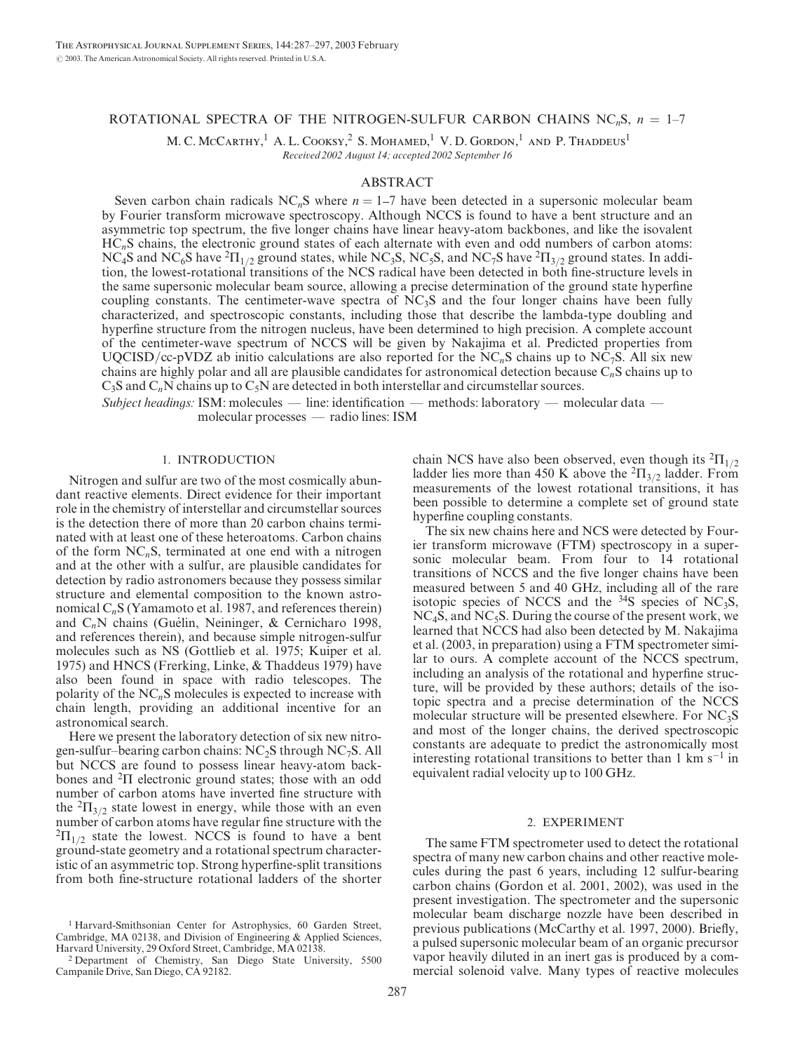# ROTATIONAL SPECTRA OF THE NITROGEN-SULFUR CARBON CHAINS $NC_nS$, $n$ = 1–7

M. C. McCarthy,[1] A. L. Cooksy,[2] S. Mohamed,[1] V. D. Gordon,[1] and P. Thaddeus[1]

*Received 2002 August 14; accepted 2002 September 16*

## ABSTRACT

Seven carbon chain radicals $NC_nS$ where $n$ = 1–7 have been detected in a supersonic molecular beam by Fourier transform microwave spectroscopy. Although NCCS is found to have a bent structure and an asymmetric top spectrum, the five longer chains have linear heavy-atom backbones, and like the isovalent $HC_nS$ chains, the electronic ground states of each alternate with even and odd numbers of carbon atoms: $NC_4S$ and $NC_6S$ have $^2\Pi_{1/2}$ ground states, while $NC_3S$, $NC_5S$, and $NC_7S$ have $^2\Pi_{3/2}$ ground states. In addition, the lowest-rotational transitions of the NCS radical have been detected in both fine-structure levels in the same supersonic molecular beam source, allowing a precise determination of the ground state hyperfine coupling constants. The centimeter-wave spectra of $NC_3S$ and the four longer chains have been fully characterized, and spectroscopic constants, including those that describe the lambda-type doubling and hyperfine structure from the nitrogen nucleus, have been determined to high precision. A complete account of the centimeter-wave spectrum of NCCS will be given by Nakajima et al. Predicted properties from UQCISD/cc-pVDZ ab initio calculations are also reported for the $NC_nS$ chains up to $NC_7S$. All six new chains are highly polar and all are plausible candidates for astronomical detection because $C_nS$ chains up to $C_3S$ and $C_nN$ chains up to $C_5N$ are detected in both interstellar and circumstellar sources.

*Subject headings:* ISM: molecules — line: identification — methods: laboratory — molecular data — molecular processes — radio lines: ISM

## 1. INTRODUCTION

Nitrogen and sulfur are two of the most cosmically abundant reactive elements. Direct evidence for their important role in the chemistry of interstellar and circumstellar sources is the detection there of more than 20 carbon chains terminated with at least one of these heteroatoms. Carbon chains of the form $NC_nS$, terminated at one end with a nitrogen and at the other with a sulfur, are plausible candidates for detection by radio astronomers because they possess similar structure and elemental composition to the known astronomical $C_nS$ (Yamamoto et al. 1987, and references therein) and $C_nN$ chains (Guélin, Neininger, & Cernicharo 1998, and references therein), and because simple nitrogen-sulfur molecules such as NS (Gottlieb et al. 1975; Kuiper et al. 1975) and HNCS (Frerking, Linke, & Thaddeus 1979) have also been found in space with radio telescopes. The polarity of the $NC_nS$ molecules is expected to increase with chain length, providing an additional incentive for an astronomical search.

Here we present the laboratory detection of six new nitrogen-sulfur–bearing carbon chains: $NC_2S$ through $NC_7S$. All but NCCS are found to possess linear heavy-atom backbones and $^2\Pi$ electronic ground states; those with an odd number of carbon atoms have inverted fine structure with the $^2\Pi_{3/2}$ state lowest in energy, while those with an even number of carbon atoms have regular fine structure with the $^2\Pi_{1/2}$ state the lowest. NCCS is found to have a bent ground-state geometry and a rotational spectrum characteristic of an asymmetric top. Strong hyperfine-split transitions from both fine-structure rotational ladders of the shorter chain NCS have also been observed, even though its $^2\Pi_{1/2}$ ladder lies more than 450 K above the $^2\Pi_{3/2}$ ladder. From measurements of the lowest rotational transitions, it has been possible to determine a complete set of ground state hyperfine coupling constants.

The six new chains here and NCS were detected by Fourier transform microwave (FTM) spectroscopy in a supersonic molecular beam. From four to 14 rotational transitions of NCCS and the five longer chains have been measured between 5 and 40 GHz, including all of the rare isotopic species of NCCS and the $^{34}S$ species of $NC_3S$, $NC_4S$, and $NC_5S$. During the course of the present work, we learned that NCCS had also been detected by M. Nakajima et al. (2003, in preparation) using a FTM spectrometer similar to ours. A complete account of the NCCS spectrum, including an analysis of the rotational and hyperfine structure, will be provided by these authors; details of the isotopic spectra and a precise determination of the NCCS molecular structure will be presented elsewhere. For $NC_3S$ and most of the longer chains, the derived spectroscopic constants are adequate to predict the astronomically most interesting rotational transitions to better than 1 km $s^{-1}$ in equivalent radial velocity up to 100 GHz.

## 2. EXPERIMENT

The same FTM spectrometer used to detect the rotational spectra of many new carbon chains and other reactive molecules during the past 6 years, including 12 sulfur-bearing carbon chains (Gordon et al. 2001, 2002), was used in the present investigation. The spectrometer and the supersonic molecular beam discharge nozzle have been described in previous publications (McCarthy et al. 1997, 2000). Briefly, a pulsed supersonic molecular beam of an organic precursor vapor heavily diluted in an inert gas is produced by a commercial solenoid valve. Many types of reactive molecules

[1] Harvard-Smithsonian Center for Astrophysics, 60 Garden Street, Cambridge, MA 02138, and Division of Engineering & Applied Sciences, Harvard University, 29 Oxford Street, Cambridge, MA 02138.

[2] Department of Chemistry, San Diego State University, 5500 Campanile Drive, San Diego, CA 92182.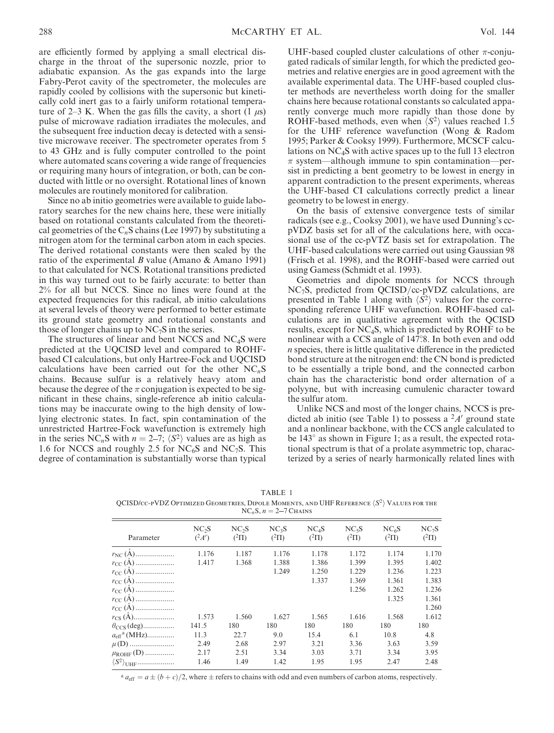are efficiently formed by applying a small electrical discharge in the throat of the supersonic nozzle, prior to adiabatic expansion. As the gas expands into the large Fabry-Perot cavity of the spectrometer, the molecules are rapidly cooled by collisions with the supersonic but kinetically cold inert gas to a fairly uniform rotational temperature of 2–3 K. When the gas fills the cavity, a short (1 $\mu$s) pulse of microwave radiation irradiates the molecules, and the subsequent free induction decay is detected with a sensitive microwave receiver. The spectrometer operates from 5 to 43 GHz and is fully computer controlled to the point where automated scans covering a wide range of frequencies or requiring many hours of integration, or both, can be conducted with little or no oversight. Rotational lines of known molecules are routinely monitored for calibration.

Since no ab initio geometries were available to guide laboratory searches for the new chains here, these were initially based on rotational constants calculated from the theoretical geometries of the $C_nS$ chains (Lee 1997) by substituting a nitrogen atom for the terminal carbon atom in each species. The derived rotational constants were then scaled by the ratio of the experimental $B$ value (Amano & Amano 1991) to that calculated for NCS. Rotational transitions predicted in this way turned out to be fairly accurate: to better than 2% for all but NCCS. Since no lines were found at the expected frequencies for this radical, ab initio calculations at several levels of theory were performed to better estimate its ground state geometry and rotational constants and those of longer chains up to $NC_7S$ in the series.

The structures of linear and bent NCCS and $NC_4S$ were predicted at the UQCISD level and compared to ROHF-based CI calculations, but only Hartree-Fock and UQCISD calculations have been carried out for the other $NC_nS$ chains. Because sulfur is a relatively heavy atom and because the degree of the $\pi$ conjugation is expected to be significant in these chains, single-reference ab initio calculations may be inaccurate owing to the high density of low-lying electronic states. In fact, spin contamination of the unrestricted Hartree-Fock wavefunction is extremely high in the series $NC_nS$ with $n = 2$–7; $\langle S^2 \rangle$ values are as high as 1.6 for NCCS and roughly 2.5 for $NC_6S$ and $NC_7S$. This degree of contamination is substantially worse than typical UHF-based coupled cluster calculations of other $\pi$-conjugated radicals of similar length, for which the predicted geometries and relative energies are in good agreement with the available experimental data. The UHF-based coupled cluster methods are nevertheless worth doing for the smaller chains here because rotational constants so calculated apparently converge much more rapidly than those done by ROHF-based methods, even when $\langle S^2 \rangle$ values reached 1.5 for the UHF reference wavefunction (Wong & Radom 1995; Parker & Cooksy 1999). Furthermore, MCSCF calculations on $NC_4S$ with active spaces up to the full 13 electron $\pi$ system—although immune to spin contamination—persist in predicting a bent geometry to be lowest in energy in apparent contradiction to the present experiments, whereas the UHF-based CI calculations correctly predict a linear geometry to be lowest in energy.

On the basis of extensive convergence tests of similar radicals (see e.g., Cooksy 2001), we have used Dunning's cc-pVDZ basis set for all of the calculations here, with occasional use of the cc-pVTZ basis set for extrapolation. The UHF-based calculations were carried out using Gaussian 98 (Frisch et al. 1998), and the ROHF-based were carried out using Gamess (Schmidt et al. 1993).

Geometries and dipole moments for NCCS through $NC_7S$, predicted from QCISD/cc-pVDZ calculations, are presented in Table 1 along with $\langle S^2 \rangle$ values for the corresponding reference UHF wavefunction. ROHF-based calculations are in qualitative agreement with the QCISD results, except for $NC_4S$, which is predicted by ROHF to be nonlinear with a CCS angle of 147°.8. In both even and odd $n$ species, there is little qualitative difference in the predicted bond structure at the nitrogen end: the CN bond is predicted to be essentially a triple bond, and the connected carbon chain has the characteristic bond order alternation of a polyyne, but with increasing cumulenic character toward the sulfur atom.

Unlike NCS and most of the longer chains, NCCS is predicted ab initio (see Table 1) to possess a $^2A'$ ground state and a nonlinear backbone, with the CCS angle calculated to be 143° as shown in Figure 1; as a result, the expected rotational spectrum is that of a prolate asymmetric top, characterized by a series of nearly harmonically related lines with

TABLE 1

QCISD/cc-pVDZ Optimized Geometries, Dipole Moments, and UHF Reference $\langle S^2 \rangle$ Values for the $NC_nS$, $n = 2$–7 Chains

| Parameter | $NC_2S$ ($^2A'$) | $NC_2S$ ($^2\Pi$) | $NC_3S$ ($^2\Pi$) | $NC_4S$ ($^2\Pi$) | $NC_5S$ ($^2\Pi$) | $NC_6S$ ($^2\Pi$) | $NC_7S$ ($^2\Pi$) |
|---|---|---|---|---|---|---|---|
| $r_{NC}$ (Å) | 1.176 | 1.187 | 1.176 | 1.178 | 1.172 | 1.174 | 1.170 |
| $r_{CC}$ (Å) | 1.417 | 1.368 | 1.388 | 1.386 | 1.399 | 1.395 | 1.402 |
| $r_{CC}$ (Å) | | | 1.249 | 1.250 | 1.229 | 1.236 | 1.223 |
| $r_{CC}$ (Å) | | | | 1.337 | 1.369 | 1.361 | 1.383 |
| $r_{CC}$ (Å) | | | | | 1.256 | 1.262 | 1.236 |
| $r_{CC}$ (Å) | | | | | | 1.325 | 1.361 |
| $r_{CC}$ (Å) | | | | | | | 1.260 |
| $r_{CS}$ (Å) | 1.573 | 1.560 | 1.627 | 1.565 | 1.616 | 1.568 | 1.612 |
| $\theta_{CCS}$ (deg) | 141.5 | 180 | 180 | 180 | 180 | 180 | 180 |
| $a_{eff}$[a] (MHz) | 11.3 | 22.7 | 9.0 | 15.4 | 6.1 | 10.8 | 4.8 |
| $\mu$ (D) | 2.49 | 2.68 | 2.97 | 3.21 | 3.36 | 3.63 | 3.59 |
| $\mu_{ROHF}$ (D) | 2.17 | 2.51 | 3.34 | 3.03 | 3.71 | 3.34 | 3.95 |
| $\langle S^2 \rangle_{UHF}$ | 1.46 | 1.49 | 1.42 | 1.95 | 1.95 | 2.47 | 2.48 |

[a] $a_{eff} = a \pm (b + c)/2$, where $\pm$ refers to chains with odd and even numbers of carbon atoms, respectively.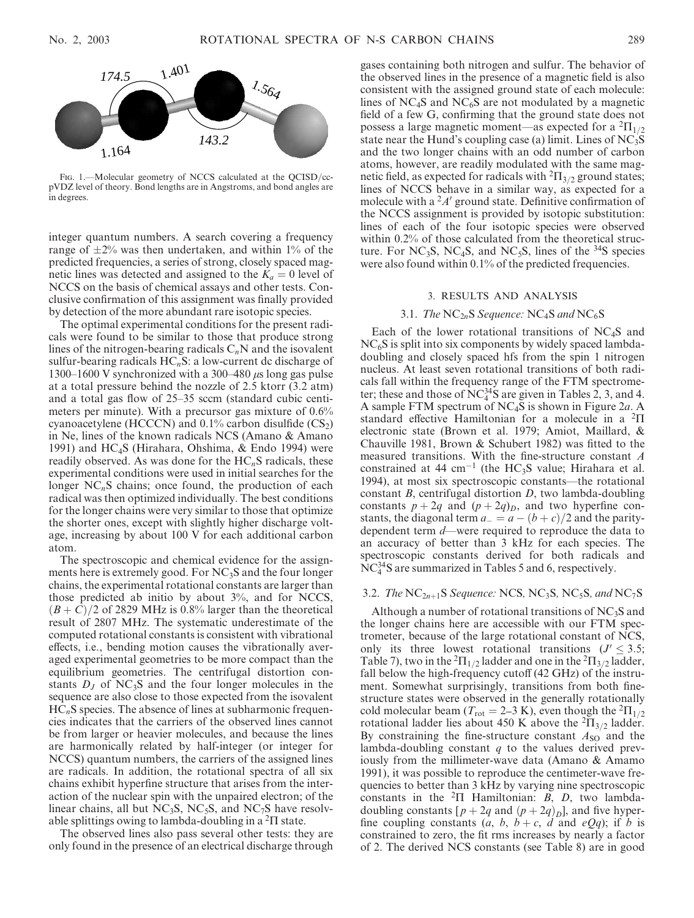174.5
1.401
1.564
1.164
143.2

Fig. 1.—Molecular geometry of NCCS calculated at the QCISD/cc-pVDZ level of theory. Bond lengths are in Angstroms, and bond angles are in degrees.

integer quantum numbers. A search covering a frequency range of ±2% was then undertaken, and within 1% of the predicted frequencies, a series of strong, closely spaced magnetic lines was detected and assigned to the $K_a = 0$ level of NCCS on the basis of chemical assays and other tests. Conclusive confirmation of this assignment was finally provided by detection of the more abundant rare isotopic species.

The optimal experimental conditions for the present radicals were found to be similar to those that produce strong lines of the nitrogen-bearing radicals $C_nN$ and the isovalent sulfur-bearing radicals $HC_nS$: a low-current dc discharge of 1300–1600 V synchronized with a 300–480 $\mu$s long gas pulse at a total pressure behind the nozzle of 2.5 ktorr (3.2 atm) and a total gas flow of 25–35 sccm (standard cubic centimeters per minute). With a precursor gas mixture of 0.6% cyanoacetylene (HCCCN) and 0.1% carbon disulfide ($CS_2$) in Ne, lines of the known radicals NCS (Amano & Amano 1991) and $HC_4S$ (Hirahara, Ohshima, & Endo 1994) were readily observed. As was done for the $HC_nS$ radicals, these experimental conditions were used in initial searches for the longer $NC_nS$ chains; once found, the production of each radical was then optimized individually. The best conditions for the longer chains were very similar to those that optimize the shorter ones, except with slightly higher discharge voltage, increasing by about 100 V for each additional carbon atom.

The spectroscopic and chemical evidence for the assignments here is extremely good. For $NC_3S$ and the four longer chains, the experimental rotational constants are larger than those predicted ab initio by about 3%, and for NCCS, $(B + C)/2$ of 2829 MHz is 0.8% larger than the theoretical result of 2807 MHz. The systematic underestimate of the computed rotational constants is consistent with vibrational effects, i.e., bending motion causes the vibrationally averaged experimental geometries to be more compact than the equilibrium geometries. The centrifugal distortion constants $D_J$ of $NC_3S$ and the four longer molecules in the sequence are also close to those expected from the isovalent $HC_nS$ species. The absence of lines at subharmonic frequencies indicates that the carriers of the observed lines cannot be from larger or heavier molecules, and because the lines are harmonically related by half-integer (or integer for NCCS) quantum numbers, the carriers of the assigned lines are radicals. In addition, the rotational spectra of all six chains exhibit hyperfine structure that arises from the interaction of the nuclear spin with the unpaired electron; of the linear chains, all but $NC_3S$, $NC_5S$, and $NC_7S$ have resolvable splittings owing to lambda-doubling in a $^2\Pi$ state.

The observed lines also pass several other tests: they are only found in the presence of an electrical discharge through gases containing both nitrogen and sulfur. The behavior of the observed lines in the presence of a magnetic field is also consistent with the assigned ground state of each molecule: lines of $NC_4S$ and $NC_6S$ are not modulated by a magnetic field of a few G, confirming that the ground state does not possess a large magnetic moment—as expected for a $^2\Pi_{1/2}$ state near the Hund's coupling case (a) limit. Lines of $NC_3S$ and the two longer chains with an odd number of carbon atoms, however, are readily modulated with the same magnetic field, as expected for radicals with $^2\Pi_{3/2}$ ground states; lines of NCCS behave in a similar way, as expected for a molecule with a $^2A'$ ground state. Definitive confirmation of the NCCS assignment is provided by isotopic substitution: lines of each of the four isotopic species were observed within 0.2% of those calculated from the theoretical structure. For $NC_3S$, $NC_4S$, and $NC_5S$, lines of the $^{34}S$ species were also found within 0.1% of the predicted frequencies.

## 3. RESULTS AND ANALYSIS

### 3.1. The $NC_{2n}S$ Sequence: $NC_4S$ and $NC_6S$

Each of the lower rotational transitions of $NC_4S$ and $NC_6S$ is split into six components by widely spaced lambda-doubling and closely spaced hfs from the spin 1 nitrogen nucleus. At least seven rotational transitions of both radicals fall within the frequency range of the FTM spectrometer; these and those of $NC_4^{34}S$ are given in Tables 2, 3, and 4. A sample FTM spectrum of $NC_4S$ is shown in Figure 2*a*. A standard effective Hamiltonian for a molecule in a $^2\Pi$ electronic state (Brown et al. 1979; Amiot, Maillard, & Chauville 1981, Brown & Schubert 1982) was fitted to the measured transitions. With the fine-structure constant $A$ constrained at 44 cm$^{-1}$ (the $HC_3S$ value; Hirahara et al. 1994), at most six spectroscopic constants—the rotational constant $B$, centrifugal distortion $D$, two lambda-doubling constants $p + 2q$ and $(p + 2q)_D$, and two hyperfine constants, the diagonal term $a_- = a - (b + c)/2$ and the parity-dependent term $d$—were required to reproduce the data to an accuracy of better than 3 kHz for each species. The spectroscopic constants derived for both radicals and $NC_4^{34}S$ are summarized in Tables 5 and 6, respectively.

### 3.2. The $NC_{2n+1}S$ Sequence: NCS, $NC_3S$, $NC_5S$, and $NC_7S$

Although a number of rotational transitions of $NC_3S$ and the longer chains here are accessible with our FTM spectrometer, because of the large rotational constant of NCS, only its three lowest rotational transitions ($J' \leq 3.5$; Table 7), two in the $^2\Pi_{1/2}$ ladder and one in the $^2\Pi_{3/2}$ ladder, fall below the high-frequency cutoff (42 GHz) of the instrument. Somewhat surprisingly, transitions from both fine-structure states were observed in the generally rotationally cold molecular beam ($T_{rot} = 2$–3 K), even though the $^2\Pi_{1/2}$ rotational ladder lies about 450 K above the $^2\Pi_{3/2}$ ladder. By constraining the fine-structure constant $A_{SO}$ and the lambda-doubling constant $q$ to the values derived previously from the millimeter-wave data (Amano & Amamo 1991), it was possible to reproduce the centimeter-wave frequencies to better than 3 kHz by varying nine spectroscopic constants in the $^2\Pi$ Hamiltonian: $B$, $D$, two lambda-doubling constants [$p + 2q$ and $(p + 2q)_D$], and five hyperfine coupling constants ($a$, $b$, $b + c$, $d$ and $eQq$); if $b$ is constrained to zero, the fit rms increases by nearly a factor of 2. The derived NCS constants (see Table 8) are in good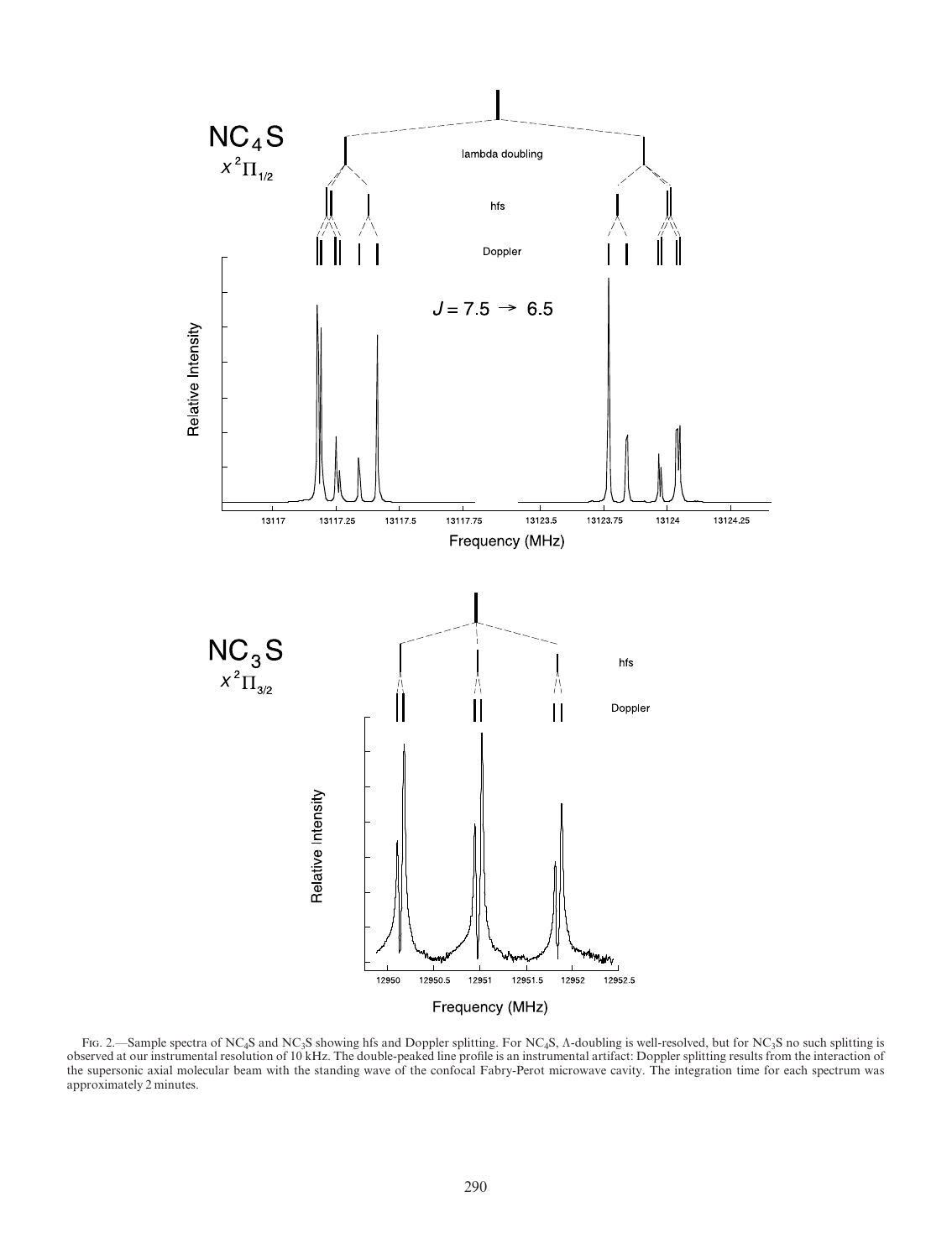NC$_4$S

$X\,^2\Pi_{1/2}$

lambda doubling

hfs

Doppler

$J = 7.5 \rightarrow 6.5$

Relative Intensity

13117

13117.25

13117.5

13117.75

13123.5

13123.75

13124

13124.25

Frequency (MHz)

NC$_3$S

$X\,^2\Pi_{3/2}$

hfs

Doppler

Relative Intensity

12950

12950.5

12951

12951.5

12952

12952.5

Frequency (MHz)

Fig. 2.—Sample spectra of NC$_4$S and NC$_3$S showing hfs and Doppler splitting. For NC$_4$S, $\Lambda$-doubling is well-resolved, but for NC$_3$S no such splitting is observed at our instrumental resolution of 10 kHz. The double-peaked line profile is an instrumental artifact: Doppler splitting results from the interaction of the supersonic axial molecular beam with the standing wave of the confocal Fabry-Perot microwave cavity. The integration time for each spectrum was approximately 2 minutes.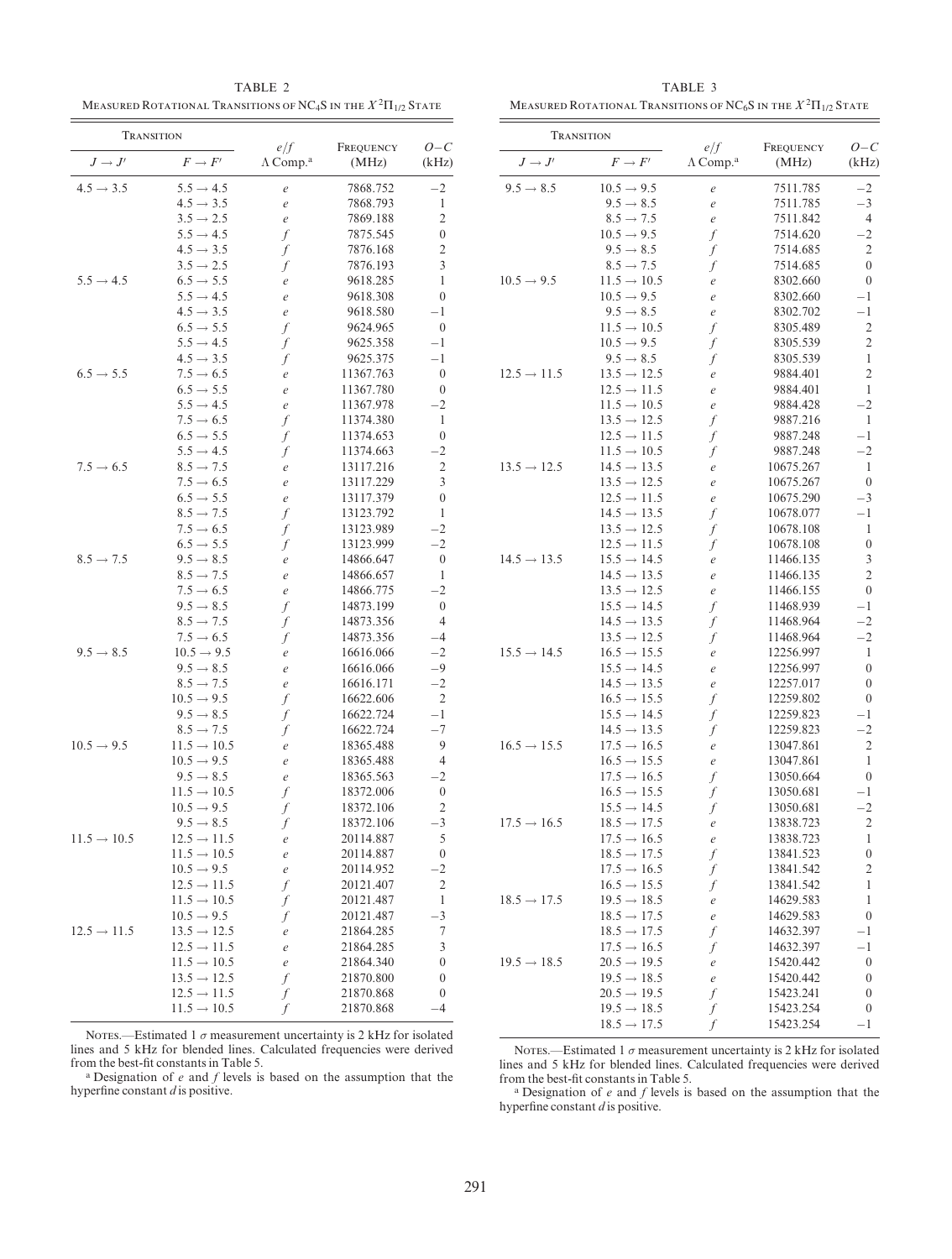TABLE 2

Measured Rotational Transitions of $NC_4S$ in the $X\,^2\Pi_{1/2}$ State

| Transition $J \rightarrow J'$ | Transition $F \rightarrow F'$ | $e/f$ $\Lambda$ Comp.[a] | Frequency (MHz) | $O-C$ (kHz) |
|---|---|---|---|---|
| $4.5 \rightarrow 3.5$ | $5.5 \rightarrow 4.5$ | $e$ | 7868.752 | −2 |
| | $4.5 \rightarrow 3.5$ | $e$ | 7868.793 | 1 |
| | $3.5 \rightarrow 2.5$ | $e$ | 7869.188 | 2 |
| | $5.5 \rightarrow 4.5$ | $f$ | 7875.545 | 0 |
| | $4.5 \rightarrow 3.5$ | $f$ | 7876.168 | 2 |
| | $3.5 \rightarrow 2.5$ | $f$ | 7876.193 | 3 |
| $5.5 \rightarrow 4.5$ | $6.5 \rightarrow 5.5$ | $e$ | 9618.285 | 1 |
| | $5.5 \rightarrow 4.5$ | $e$ | 9618.308 | 0 |
| | $4.5 \rightarrow 3.5$ | $e$ | 9618.580 | −1 |
| | $6.5 \rightarrow 5.5$ | $f$ | 9624.965 | 0 |
| | $5.5 \rightarrow 4.5$ | $f$ | 9625.358 | −1 |
| | $4.5 \rightarrow 3.5$ | $f$ | 9625.375 | −1 |
| $6.5 \rightarrow 5.5$ | $7.5 \rightarrow 6.5$ | $e$ | 11367.763 | 0 |
| | $6.5 \rightarrow 5.5$ | $e$ | 11367.780 | 0 |
| | $5.5 \rightarrow 4.5$ | $e$ | 11367.978 | −2 |
| | $7.5 \rightarrow 6.5$ | $f$ | 11374.380 | 1 |
| | $6.5 \rightarrow 5.5$ | $f$ | 11374.653 | 0 |
| | $5.5 \rightarrow 4.5$ | $f$ | 11374.663 | −2 |
| $7.5 \rightarrow 6.5$ | $8.5 \rightarrow 7.5$ | $e$ | 13117.216 | 2 |
| | $7.5 \rightarrow 6.5$ | $e$ | 13117.229 | 3 |
| | $6.5 \rightarrow 5.5$ | $e$ | 13117.379 | 0 |
| | $8.5 \rightarrow 7.5$ | $f$ | 13123.792 | 1 |
| | $7.5 \rightarrow 6.5$ | $f$ | 13123.989 | −2 |
| | $6.5 \rightarrow 5.5$ | $f$ | 13123.999 | −2 |
| $8.5 \rightarrow 7.5$ | $9.5 \rightarrow 8.5$ | $e$ | 14866.647 | 0 |
| | $8.5 \rightarrow 7.5$ | $e$ | 14866.657 | 1 |
| | $7.5 \rightarrow 6.5$ | $e$ | 14866.775 | −2 |
| | $9.5 \rightarrow 8.5$ | $f$ | 14873.199 | 0 |
| | $8.5 \rightarrow 7.5$ | $f$ | 14873.356 | 4 |
| | $7.5 \rightarrow 6.5$ | $f$ | 14873.356 | −4 |
| $9.5 \rightarrow 8.5$ | $10.5 \rightarrow 9.5$ | $e$ | 16616.066 | −2 |
| | $9.5 \rightarrow 8.5$ | $e$ | 16616.066 | −9 |
| | $8.5 \rightarrow 7.5$ | $e$ | 16616.171 | −2 |
| | $10.5 \rightarrow 9.5$ | $f$ | 16622.606 | 2 |
| | $9.5 \rightarrow 8.5$ | $f$ | 16622.724 | −1 |
| | $8.5 \rightarrow 7.5$ | $f$ | 16622.724 | −7 |
| $10.5 \rightarrow 9.5$ | $11.5 \rightarrow 10.5$ | $e$ | 18365.488 | 9 |
| | $10.5 \rightarrow 9.5$ | $e$ | 18365.488 | 4 |
| | $9.5 \rightarrow 8.5$ | $e$ | 18365.563 | −2 |
| | $11.5 \rightarrow 10.5$ | $f$ | 18372.006 | 0 |
| | $10.5 \rightarrow 9.5$ | $f$ | 18372.106 | 2 |
| | $9.5 \rightarrow 8.5$ | $f$ | 18372.106 | −3 |
| $11.5 \rightarrow 10.5$ | $12.5 \rightarrow 11.5$ | $e$ | 20114.887 | 5 |
| | $11.5 \rightarrow 10.5$ | $e$ | 20114.887 | 0 |
| | $10.5 \rightarrow 9.5$ | $e$ | 20114.952 | −2 |
| | $12.5 \rightarrow 11.5$ | $f$ | 20121.407 | 2 |
| | $11.5 \rightarrow 10.5$ | $f$ | 20121.487 | 1 |
| | $10.5 \rightarrow 9.5$ | $f$ | 20121.487 | −3 |
| $12.5 \rightarrow 11.5$ | $13.5 \rightarrow 12.5$ | $e$ | 21864.285 | 7 |
| | $12.5 \rightarrow 11.5$ | $e$ | 21864.285 | 3 |
| | $11.5 \rightarrow 10.5$ | $e$ | 21864.340 | 0 |
| | $13.5 \rightarrow 12.5$ | $f$ | 21870.800 | 0 |
| | $12.5 \rightarrow 11.5$ | $f$ | 21870.868 | 0 |
| | $11.5 \rightarrow 10.5$ | $f$ | 21870.868 | −4 |

Notes.—Estimated 1 $\sigma$ measurement uncertainty is 2 kHz for isolated lines and 5 kHz for blended lines. Calculated frequencies were derived from the best-fit constants in Table 5.

[a] Designation of $e$ and $f$ levels is based on the assumption that the hyperfine constant $d$ is positive.

TABLE 3

Measured Rotational Transitions of $NC_6S$ in the $X\,^2\Pi_{1/2}$ State

| Transition $J \rightarrow J'$ | Transition $F \rightarrow F'$ | $e/f$ $\Lambda$ Comp.[a] | Frequency (MHz) | $O-C$ (kHz) |
|---|---|---|---|---|
| $9.5 \rightarrow 8.5$ | $10.5 \rightarrow 9.5$ | $e$ | 7511.785 | −2 |
| | $9.5 \rightarrow 8.5$ | $e$ | 7511.785 | −3 |
| | $8.5 \rightarrow 7.5$ | $e$ | 7511.842 | 4 |
| | $10.5 \rightarrow 9.5$ | $f$ | 7514.620 | −2 |
| | $9.5 \rightarrow 8.5$ | $f$ | 7514.685 | 2 |
| | $8.5 \rightarrow 7.5$ | $f$ | 7514.685 | 0 |
| $10.5 \rightarrow 9.5$ | $11.5 \rightarrow 10.5$ | $e$ | 8302.660 | 0 |
| | $10.5 \rightarrow 9.5$ | $e$ | 8302.660 | −1 |
| | $9.5 \rightarrow 8.5$ | $e$ | 8302.702 | −1 |
| | $11.5 \rightarrow 10.5$ | $f$ | 8305.489 | 2 |
| | $10.5 \rightarrow 9.5$ | $f$ | 8305.539 | 2 |
| | $9.5 \rightarrow 8.5$ | $f$ | 8305.539 | 1 |
| $12.5 \rightarrow 11.5$ | $13.5 \rightarrow 12.5$ | $e$ | 9884.401 | 2 |
| | $12.5 \rightarrow 11.5$ | $e$ | 9884.401 | 1 |
| | $11.5 \rightarrow 10.5$ | $e$ | 9884.428 | −2 |
| | $13.5 \rightarrow 12.5$ | $f$ | 9887.216 | 1 |
| | $12.5 \rightarrow 11.5$ | $f$ | 9887.248 | −1 |
| | $11.5 \rightarrow 10.5$ | $f$ | 9887.248 | −2 |
| $13.5 \rightarrow 12.5$ | $14.5 \rightarrow 13.5$ | $e$ | 10675.267 | 1 |
| | $13.5 \rightarrow 12.5$ | $e$ | 10675.267 | 0 |
| | $12.5 \rightarrow 11.5$ | $e$ | 10675.290 | −3 |
| | $14.5 \rightarrow 13.5$ | $f$ | 10678.077 | −1 |
| | $13.5 \rightarrow 12.5$ | $f$ | 10678.108 | 1 |
| | $12.5 \rightarrow 11.5$ | $f$ | 10678.108 | 0 |
| $14.5 \rightarrow 13.5$ | $15.5 \rightarrow 14.5$ | $e$ | 11466.135 | 3 |
| | $14.5 \rightarrow 13.5$ | $e$ | 11466.135 | 2 |
| | $13.5 \rightarrow 12.5$ | $e$ | 11466.155 | 0 |
| | $15.5 \rightarrow 14.5$ | $f$ | 11468.939 | −1 |
| | $14.5 \rightarrow 13.5$ | $f$ | 11468.964 | −2 |
| | $13.5 \rightarrow 12.5$ | $f$ | 11468.964 | −2 |
| $15.5 \rightarrow 14.5$ | $16.5 \rightarrow 15.5$ | $e$ | 12256.997 | 1 |
| | $15.5 \rightarrow 14.5$ | $e$ | 12256.997 | 0 |
| | $14.5 \rightarrow 13.5$ | $e$ | 12257.017 | 0 |
| | $16.5 \rightarrow 15.5$ | $f$ | 12259.802 | 0 |
| | $15.5 \rightarrow 14.5$ | $f$ | 12259.823 | −1 |
| | $14.5 \rightarrow 13.5$ | $f$ | 12259.823 | −2 |
| $16.5 \rightarrow 15.5$ | $17.5 \rightarrow 16.5$ | $e$ | 13047.861 | 2 |
| | $16.5 \rightarrow 15.5$ | $e$ | 13047.861 | 1 |
| | $17.5 \rightarrow 16.5$ | $f$ | 13050.664 | 0 |
| | $16.5 \rightarrow 15.5$ | $f$ | 13050.681 | −1 |
| | $15.5 \rightarrow 14.5$ | $f$ | 13050.681 | −2 |
| $17.5 \rightarrow 16.5$ | $18.5 \rightarrow 17.5$ | $e$ | 13838.723 | 2 |
| | $17.5 \rightarrow 16.5$ | $e$ | 13838.723 | 1 |
| | $18.5 \rightarrow 17.5$ | $f$ | 13841.523 | 0 |
| | $17.5 \rightarrow 16.5$ | $f$ | 13841.542 | 2 |
| | $16.5 \rightarrow 15.5$ | $f$ | 13841.542 | 1 |
| $18.5 \rightarrow 17.5$ | $19.5 \rightarrow 18.5$ | $e$ | 14629.583 | 1 |
| | $18.5 \rightarrow 17.5$ | $e$ | 14629.583 | 0 |
| | $18.5 \rightarrow 17.5$ | $f$ | 14632.397 | −1 |
| | $17.5 \rightarrow 16.5$ | $f$ | 14632.397 | −1 |
| $19.5 \rightarrow 18.5$ | $20.5 \rightarrow 19.5$ | $e$ | 15420.442 | 0 |
| | $19.5 \rightarrow 18.5$ | $e$ | 15420.442 | 0 |
| | $20.5 \rightarrow 19.5$ | $f$ | 15423.241 | 0 |
| | $19.5 \rightarrow 18.5$ | $f$ | 15423.254 | 0 |
| | $18.5 \rightarrow 17.5$ | $f$ | 15423.254 | −1 |

Notes.—Estimated 1 $\sigma$ measurement uncertainty is 2 kHz for isolated lines and 5 kHz for blended lines. Calculated frequencies were derived from the best-fit constants in Table 5.

[a] Designation of $e$ and $f$ levels is based on the assumption that the hyperfine constant $d$ is positive.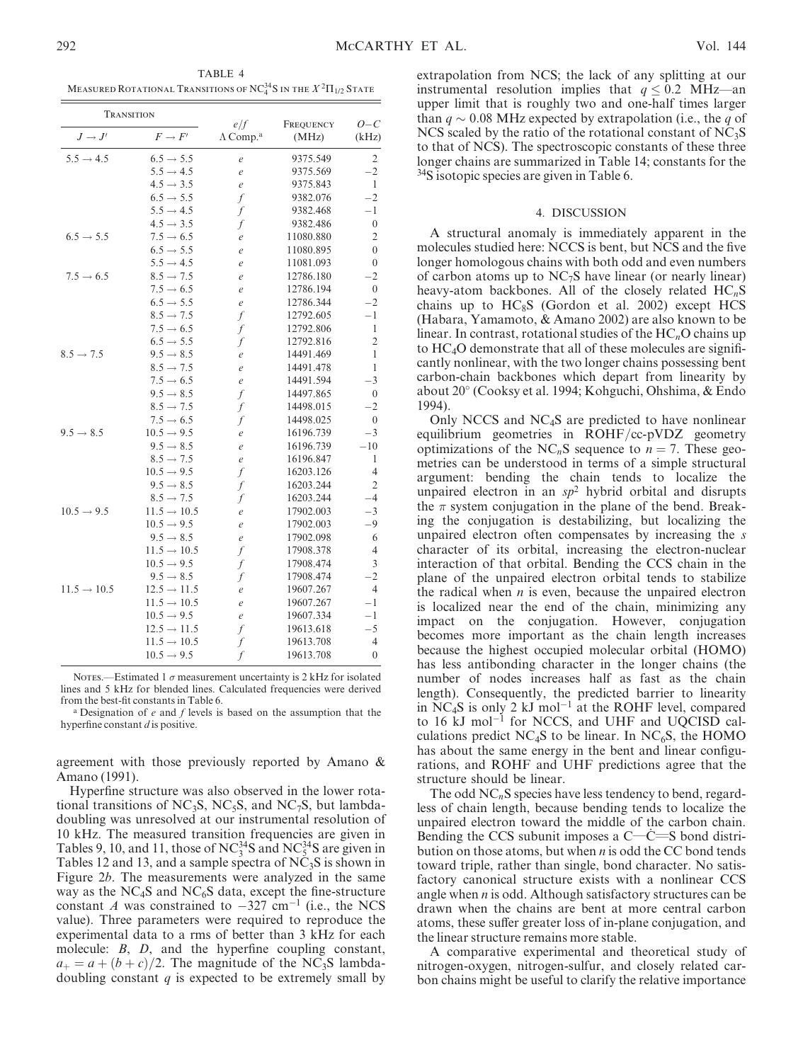TABLE 4

Measured Rotational Transitions of $NC_4^{34}S$ in the $X\,^2\Pi_{1/2}$ State

| Transition | | $e/f$ | Frequency | $O-C$ |
|---|---|---|---|---|
| $J \rightarrow J'$ | $F \rightarrow F'$ | $\Lambda$ Comp.[a] | (MHz) | (kHz) |
| $5.5 \rightarrow 4.5$ | $6.5 \rightarrow 5.5$ | $e$ | 9375.549 | 2 |
| | $5.5 \rightarrow 4.5$ | $e$ | 9375.569 | −2 |
| | $4.5 \rightarrow 3.5$ | $e$ | 9375.843 | 1 |
| | $6.5 \rightarrow 5.5$ | $f$ | 9382.076 | −2 |
| | $5.5 \rightarrow 4.5$ | $f$ | 9382.468 | −1 |
| | $4.5 \rightarrow 3.5$ | $f$ | 9382.486 | 0 |
| $6.5 \rightarrow 5.5$ | $7.5 \rightarrow 6.5$ | $e$ | 11080.880 | 2 |
| | $6.5 \rightarrow 5.5$ | $e$ | 11080.895 | 0 |
| | $5.5 \rightarrow 4.5$ | $e$ | 11081.093 | 0 |
| $7.5 \rightarrow 6.5$ | $8.5 \rightarrow 7.5$ | $e$ | 12786.180 | −2 |
| | $7.5 \rightarrow 6.5$ | $e$ | 12786.194 | 0 |
| | $6.5 \rightarrow 5.5$ | $e$ | 12786.344 | −2 |
| | $8.5 \rightarrow 7.5$ | $f$ | 12792.605 | −1 |
| | $7.5 \rightarrow 6.5$ | $f$ | 12792.806 | 1 |
| | $6.5 \rightarrow 5.5$ | $f$ | 12792.816 | 2 |
| $8.5 \rightarrow 7.5$ | $9.5 \rightarrow 8.5$ | $e$ | 14491.469 | 1 |
| | $8.5 \rightarrow 7.5$ | $e$ | 14491.478 | 1 |
| | $7.5 \rightarrow 6.5$ | $e$ | 14491.594 | −3 |
| | $9.5 \rightarrow 8.5$ | $f$ | 14497.865 | 0 |
| | $8.5 \rightarrow 7.5$ | $f$ | 14498.015 | −2 |
| | $7.5 \rightarrow 6.5$ | $f$ | 14498.025 | 0 |
| $9.5 \rightarrow 8.5$ | $10.5 \rightarrow 9.5$ | $e$ | 16196.739 | −3 |
| | $9.5 \rightarrow 8.5$ | $e$ | 16196.739 | −10 |
| | $8.5 \rightarrow 7.5$ | $e$ | 16196.847 | 1 |
| | $10.5 \rightarrow 9.5$ | $f$ | 16203.126 | 4 |
| | $9.5 \rightarrow 8.5$ | $f$ | 16203.244 | 2 |
| | $8.5 \rightarrow 7.5$ | $f$ | 16203.244 | −4 |
| $10.5 \rightarrow 9.5$ | $11.5 \rightarrow 10.5$ | $e$ | 17902.003 | −3 |
| | $10.5 \rightarrow 9.5$ | $e$ | 17902.003 | −9 |
| | $9.5 \rightarrow 8.5$ | $e$ | 17902.098 | 6 |
| | $11.5 \rightarrow 10.5$ | $f$ | 17908.378 | 4 |
| | $10.5 \rightarrow 9.5$ | $f$ | 17908.474 | 3 |
| | $9.5 \rightarrow 8.5$ | $f$ | 17908.474 | −2 |
| $11.5 \rightarrow 10.5$ | $12.5 \rightarrow 11.5$ | $e$ | 19607.267 | 4 |
| | $11.5 \rightarrow 10.5$ | $e$ | 19607.267 | −1 |
| | $10.5 \rightarrow 9.5$ | $e$ | 19607.334 | −1 |
| | $12.5 \rightarrow 11.5$ | $f$ | 19613.618 | −5 |
| | $11.5 \rightarrow 10.5$ | $f$ | 19613.708 | 4 |
| | $10.5 \rightarrow 9.5$ | $f$ | 19613.708 | 0 |

Notes.—Estimated 1 $\sigma$ measurement uncertainty is 2 kHz for isolated lines and 5 kHz for blended lines. Calculated frequencies were derived from the best-fit constants in Table 6.

[a] Designation of $e$ and $f$ levels is based on the assumption that the hyperfine constant $d$ is positive.

agreement with those previously reported by Amano & Amano (1991).

Hyperfine structure was also observed in the lower rotational transitions of $NC_3S$, $NC_5S$, and $NC_7S$, but lambda-doubling was unresolved at our instrumental resolution of 10 kHz. The measured transition frequencies are given in Tables 9, 10, and 11, those of $NC_3^{34}S$ and $NC_5^{34}S$ are given in Tables 12 and 13, and a sample spectra of $NC_3S$ is shown in Figure 2$b$. The measurements were analyzed in the same way as the $NC_4S$ and $NC_6S$ data, except the fine-structure constant $A$ was constrained to $-327$ cm$^{-1}$ (i.e., the NCS value). Three parameters were required to reproduce the experimental data to a rms of better than 3 kHz for each molecule: $B$, $D$, and the hyperfine coupling constant, $a_+ = a + (b + c)/2$. The magnitude of the $NC_3S$ lambda-doubling constant $q$ is expected to be extremely small by extrapolation from NCS; the lack of any splitting at our instrumental resolution implies that $q \leq 0.2$ MHz—an upper limit that is roughly two and one-half times larger than $q \sim 0.08$ MHz expected by extrapolation (i.e., the $q$ of NCS scaled by the ratio of the rotational constant of $NC_3S$ to that of NCS). The spectroscopic constants of these three longer chains are summarized in Table 14; constants for the $^{34}S$ isotopic species are given in Table 6.

## 4. DISCUSSION

A structural anomaly is immediately apparent in the molecules studied here: NCCS is bent, but NCS and the five longer homologous chains with both odd and even numbers of carbon atoms up to $NC_7S$ have linear (or nearly linear) heavy-atom backbones. All of the closely related $HC_nS$ chains up to $HC_8S$ (Gordon et al. 2002) except HCS (Habara, Yamamoto, & Amano 2002) are also known to be linear. In contrast, rotational studies of the $HC_nO$ chains up to $HC_4O$ demonstrate that all of these molecules are significantly nonlinear, with the two longer chains possessing bent carbon-chain backbones which depart from linearity by about 20° (Cooksy et al. 1994; Kohguchi, Ohshima, & Endo 1994).

Only NCCS and $NC_4S$ are predicted to have nonlinear equilibrium geometries in ROHF/cc-pVDZ geometry optimizations of the $NC_nS$ sequence to $n = 7$. These geometries can be understood in terms of a simple structural argument: bending the chain tends to localize the unpaired electron in an $sp^2$ hybrid orbital and disrupts the $\pi$ system conjugation in the plane of the bend. Breaking the conjugation is destabilizing, but localizing the unpaired electron often compensates by increasing the $s$ character of its orbital, increasing the electron-nuclear interaction of that orbital. Bending the CCS chain in the plane of the unpaired electron orbital tends to stabilize the radical when $n$ is even, because the unpaired electron is localized near the end of the chain, minimizing any impact on the conjugation. However, conjugation becomes more important as the chain length increases because the highest occupied molecular orbital (HOMO) has less antibonding character in the longer chains (the number of nodes increases half as fast as the chain length). Consequently, the predicted barrier to linearity in $NC_4S$ is only 2 kJ mol$^{-1}$ at the ROHF level, compared to 16 kJ mol$^{-1}$ for NCCS, and UHF and UQCISD calculations predict $NC_4S$ to be linear. In $NC_6S$, the HOMO has about the same energy in the bent and linear configurations, and ROHF and UHF predictions agree that the structure should be linear.

The odd $NC_nS$ species have less tendency to bend, regardless of chain length, because bending tends to localize the unpaired electron toward the middle of the carbon chain. Bending the CCS subunit imposes a C—Ċ═S bond distribution on those atoms, but when $n$ is odd the CC bond tends toward triple, rather than single, bond character. No satisfactory canonical structure exists with a nonlinear CCS angle when $n$ is odd. Although satisfactory structures can be drawn when the chains are bent at more central carbon atoms, these suffer greater loss of in-plane conjugation, and the linear structure remains more stable.

A comparative experimental and theoretical study of nitrogen-oxygen, nitrogen-sulfur, and closely related carbon chains might be useful to clarify the relative importance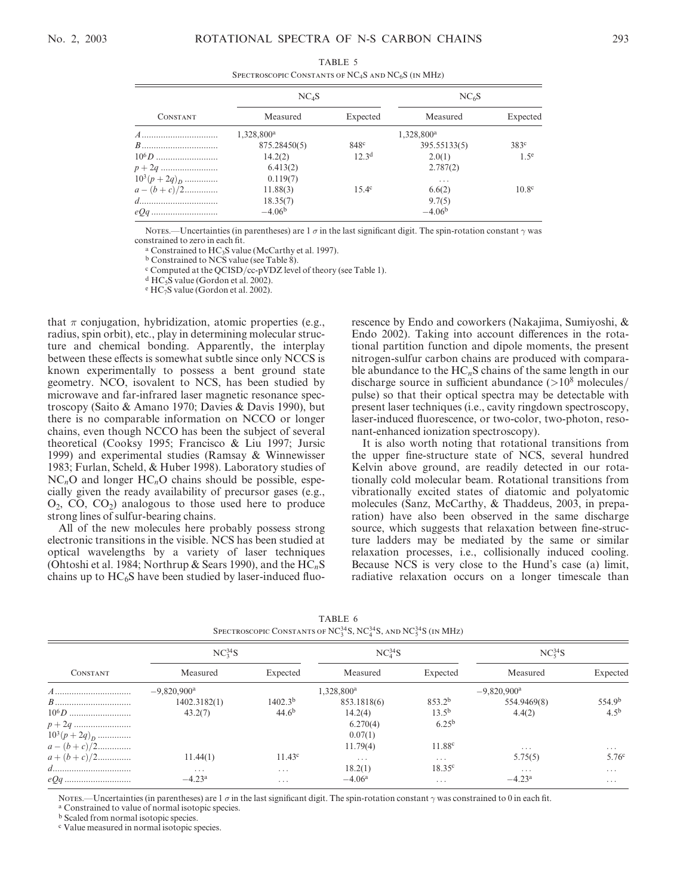TABLE 5

SPECTROSCOPIC CONSTANTS OF $NC_4S$ AND $NC_6S$ (IN MHz)

| CONSTANT | $NC_4S$ Measured | $NC_4S$ Expected | $NC_6S$ Measured | $NC_6S$ Expected |
|---|---|---|---|---|
| $A$ | 1,328,800[a] | | 1,328,800[a] | |
| $B$ | 875.28450(5) | 848[c] | 395.55133(5) | 383[c] |
| $10^6 D$ | 14.2(2) | 12.3[d] | 2.0(1) | 1.5[e] |
| $p+2q$ | 6.413(2) | | 2.787(2) | |
| $10^3(p+2q)_D$ | 0.119(7) | | ... | |
| $a-(b+c)/2$ | 11.88(3) | 15.4[c] | 6.6(2) | 10.8[c] |
| $d$ | 18.35(7) | | 9.7(5) | |
| $eQq$ | −4.06[b] | | −4.06[b] | |

NOTES.—Uncertainties (in parentheses) are 1 $\sigma$ in the last significant digit. The spin-rotation constant $\gamma$ was constrained to zero in each fit.

[a] Constrained to $HC_3S$ value (McCarthy et al. 1997).

[b] Constrained to NCS value (see Table 8).

[c] Computed at the QCISD/cc-pVDZ level of theory (see Table 1).

[d] $HC_5S$ value (Gordon et al. 2002).

[e] $HC_7S$ value (Gordon et al. 2002).

that $\pi$ conjugation, hybridization, atomic properties (e.g., radius, spin orbit), etc., play in determining molecular structure and chemical bonding. Apparently, the interplay between these effects is somewhat subtle since only NCCS is known experimentally to possess a bent ground state geometry. NCO, isovalent to NCS, has been studied by microwave and far-infrared laser magnetic resonance spectroscopy (Saito & Amano 1970; Davies & Davis 1990), but there is no comparable information on NCCO or longer chains, even though NCCO has been the subject of several theoretical (Cooksy 1995; Francisco & Liu 1997; Jursic 1999) and experimental studies (Ramsay & Winnewisser 1983; Furlan, Scheld, & Huber 1998). Laboratory studies of $NC_nO$ and longer $HC_nO$ chains should be possible, especially given the ready availability of precursor gases (e.g., $O_2$, CO, $CO_2$) analogous to those used here to produce strong lines of sulfur-bearing chains.

All of the new molecules here probably possess strong electronic transitions in the visible. NCS has been studied at optical wavelengths by a variety of laser techniques (Ohtoshi et al. 1984; Northrup & Sears 1990), and the $HC_nS$ chains up to $HC_6S$ have been studied by laser-induced fluorescence by Endo and coworkers (Nakajima, Sumiyoshi, & Endo 2002). Taking into account differences in the rotational partition function and dipole moments, the present nitrogen-sulfur carbon chains are produced with comparable abundance to the $HC_nS$ chains of the same length in our discharge source in sufficient abundance ($>10^8$ molecules/pulse) so that their optical spectra may be detectable with present laser techniques (i.e., cavity ringdown spectroscopy, laser-induced fluorescence, or two-color, two-photon, resonant-enhanced ionization spectroscopy).

It is also worth noting that rotational transitions from the upper fine-structure state of NCS, several hundred Kelvin above ground, are readily detected in our rotationally cold molecular beam. Rotational transitions from vibrationally excited states of diatomic and polyatomic molecules (Sanz, McCarthy, & Thaddeus, 2003, in preparation) have also been observed in the same discharge source, which suggests that relaxation between fine-structure ladders may be mediated by the same or similar relaxation processes, i.e., collisionally induced cooling. Because NCS is very close to the Hund's case (a) limit, radiative relaxation occurs on a longer timescale than

TABLE 6

SPECTROSCOPIC CONSTANTS OF $NC_3^{34}S$, $NC_4^{34}S$, AND $NC_5^{34}S$ (IN MHz)

| CONSTANT | $NC_3^{34}S$ Measured | $NC_3^{34}S$ Expected | $NC_4^{34}S$ Measured | $NC_4^{34}S$ Expected | $NC_5^{34}S$ Measured | $NC_5^{34}S$ Expected |
|---|---|---|---|---|---|---|
| $A$ | −9,820,900[a] | | 1,328,800[a] | | −9,820,900[a] | |
| $B$ | 1402.3182(1) | 1402.3[b] | 853.1818(6) | 853.2[b] | 554.9469(8) | 554.9[b] |
| $10^6 D$ | 43.2(7) | 44.6[b] | 14.2(4) | 13.5[b] | 4.4(2) | 4.5[b] |
| $p+2q$ | | | 6.270(4) | 6.25[b] | | |
| $10^3(p+2q)_D$ | | | 0.07(1) | | | |
| $a-(b+c)/2$ | | | 11.79(4) | 11.88[c] | ... | ... |
| $a+(b+c)/2$ | 11.44(1) | 11.43[c] | ... | ... | 5.75(5) | 5.76[c] |
| $d$ | ... | ... | 18.2(1) | 18.35[c] | ... | ... |
| $eQq$ | −4.23[a] | ... | −4.06[a] | ... | −4.23[a] | ... |

NOTES.—Uncertainties (in parentheses) are 1 $\sigma$ in the last significant digit. The spin-rotation constant $\gamma$ was constrained to 0 in each fit.

[a] Constrained to value of normal isotopic species.

[b] Scaled from normal isotopic species.

[c] Value measured in normal isotopic species.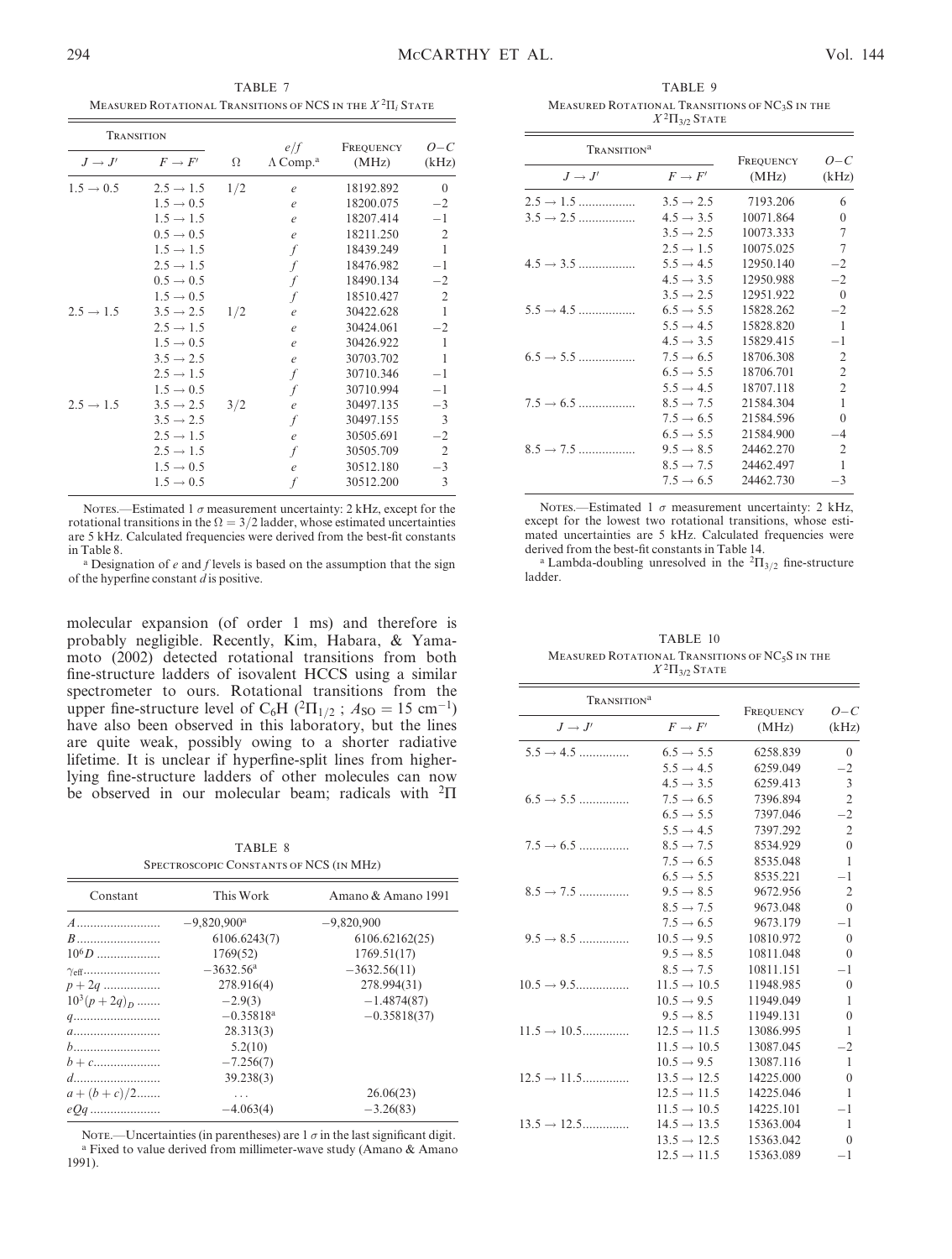TABLE 7

Measured Rotational Transitions of NCS in the $X\,^2\Pi_i$ State

| Transition | | | | | |
|---|---|---|---|---|---|
| $J \rightarrow J'$ | $F \rightarrow F'$ | $\Omega$ | $e/f$ $\Lambda$ Comp.[a] | Frequency (MHz) | $O-C$ (kHz) |
| $1.5 \rightarrow 0.5$ | $2.5 \rightarrow 1.5$ | 1/2 | $e$ | 18192.892 | 0 |
| | $1.5 \rightarrow 0.5$ | | $e$ | 18200.075 | −2 |
| | $1.5 \rightarrow 1.5$ | | $e$ | 18207.414 | −1 |
| | $0.5 \rightarrow 0.5$ | | $e$ | 18211.250 | 2 |
| | $1.5 \rightarrow 1.5$ | | $f$ | 18439.249 | 1 |
| | $2.5 \rightarrow 1.5$ | | $f$ | 18476.982 | −1 |
| | $0.5 \rightarrow 0.5$ | | $f$ | 18490.134 | −2 |
| | $1.5 \rightarrow 0.5$ | | $f$ | 18510.427 | 2 |
| $2.5 \rightarrow 1.5$ | $3.5 \rightarrow 2.5$ | 1/2 | $e$ | 30422.628 | 1 |
| | $2.5 \rightarrow 1.5$ | | $e$ | 30424.061 | −2 |
| | $1.5 \rightarrow 0.5$ | | $e$ | 30426.922 | 1 |
| | $3.5 \rightarrow 2.5$ | | $e$ | 30703.702 | 1 |
| | $2.5 \rightarrow 1.5$ | | $f$ | 30710.346 | −1 |
| | $1.5 \rightarrow 0.5$ | | $f$ | 30710.994 | −1 |
| $2.5 \rightarrow 1.5$ | $3.5 \rightarrow 2.5$ | 3/2 | $e$ | 30497.135 | −3 |
| | $3.5 \rightarrow 2.5$ | | $f$ | 30497.155 | 3 |
| | $2.5 \rightarrow 1.5$ | | $e$ | 30505.691 | −2 |
| | $2.5 \rightarrow 1.5$ | | $f$ | 30505.709 | 2 |
| | $1.5 \rightarrow 0.5$ | | $e$ | 30512.180 | −3 |
| | $1.5 \rightarrow 0.5$ | | $f$ | 30512.200 | 3 |

Notes.—Estimated 1 $\sigma$ measurement uncertainty: 2 kHz, except for the rotational transitions in the $\Omega = 3/2$ ladder, whose estimated uncertainties are 5 kHz. Calculated frequencies were derived from the best-fit constants in Table 8.

[a] Designation of $e$ and $f$ levels is based on the assumption that the sign of the hyperfine constant $d$ is positive.

molecular expansion (of order 1 ms) and therefore is probably negligible. Recently, Kim, Habara, & Yamamoto (2002) detected rotational transitions from both fine-structure ladders of isovalent HCCS using a similar spectrometer to ours. Rotational transitions from the upper fine-structure level of $C_6H$ ($^2\Pi_{1/2}$ ; $A_{SO} = 15$ cm$^{-1}$) have also been observed in this laboratory, but the lines are quite weak, possibly owing to a shorter radiative lifetime. It is unclear if hyperfine-split lines from higher-lying fine-structure ladders of other molecules can now be observed in our molecular beam; radicals with $^2\Pi$

TABLE 8

Spectroscopic Constants of NCS (in MHz)

| Constant | This Work | Amano & Amano 1991 |
|---|---|---|
| $A$ | −9,820,900[a] | −9,820,900 |
| $B$ | 6106.6243(7) | 6106.62162(25) |
| $10^6 D$ | 1769(52) | 1769.51(17) |
| $\gamma_{\rm eff}$ | −3632.56[a] | −3632.56(11) |
| $p + 2q$ | 278.916(4) | 278.994(31) |
| $10^3 (p + 2q)_D$ | −2.9(3) | −1.4874(87) |
| $q$ | −0.35818[a] | −0.35818(37) |
| $a$ | 28.313(3) | |
| $b$ | 5.2(10) | |
| $b + c$ | −7.256(7) | |
| $d$ | 39.238(3) | |
| $a + (b + c)/2$ | ... | 26.06(23) |
| $eQq$ | −4.063(4) | −3.26(83) |

Note.—Uncertainties (in parentheses) are 1 $\sigma$ in the last significant digit.

[a] Fixed to value derived from millimeter-wave study (Amano & Amano 1991).

TABLE 9

Measured Rotational Transitions of $NC_3S$ in the $X\,^2\Pi_{3/2}$ State

| Transition[a] | | | |
|---|---|---|---|
| $J \rightarrow J'$ | $F \rightarrow F'$ | Frequency (MHz) | $O-C$ (kHz) |
| $2.5 \rightarrow 1.5$ | $3.5 \rightarrow 2.5$ | 7193.206 | 6 |
| $3.5 \rightarrow 2.5$ | $4.5 \rightarrow 3.5$ | 10071.864 | 0 |
| | $3.5 \rightarrow 2.5$ | 10073.333 | 7 |
| | $2.5 \rightarrow 1.5$ | 10075.025 | 7 |
| $4.5 \rightarrow 3.5$ | $5.5 \rightarrow 4.5$ | 12950.140 | −2 |
| | $4.5 \rightarrow 3.5$ | 12950.988 | −2 |
| | $3.5 \rightarrow 2.5$ | 12951.922 | 0 |
| $5.5 \rightarrow 4.5$ | $6.5 \rightarrow 5.5$ | 15828.262 | −2 |
| | $5.5 \rightarrow 4.5$ | 15828.820 | 1 |
| | $4.5 \rightarrow 3.5$ | 15829.415 | −1 |
| $6.5 \rightarrow 5.5$ | $7.5 \rightarrow 6.5$ | 18706.308 | 2 |
| | $6.5 \rightarrow 5.5$ | 18706.701 | 2 |
| | $5.5 \rightarrow 4.5$ | 18707.118 | 2 |
| $7.5 \rightarrow 6.5$ | $8.5 \rightarrow 7.5$ | 21584.304 | 1 |
| | $7.5 \rightarrow 6.5$ | 21584.596 | 0 |
| | $6.5 \rightarrow 5.5$ | 21584.900 | −4 |
| $8.5 \rightarrow 7.5$ | $9.5 \rightarrow 8.5$ | 24462.270 | 2 |
| | $8.5 \rightarrow 7.5$ | 24462.497 | 1 |
| | $7.5 \rightarrow 6.5$ | 24462.730 | −3 |

Notes.—Estimated 1 $\sigma$ measurement uncertainty: 2 kHz, except for the lowest two rotational transitions, whose estimated uncertainties are 5 kHz. Calculated frequencies were derived from the best-fit constants in Table 14.

[a] Lambda-doubling unresolved in the $^2\Pi_{3/2}$ fine-structure ladder.

TABLE 10

Measured Rotational Transitions of $NC_5S$ in the $X\,^2\Pi_{3/2}$ State

| Transition[a] | | | |
|---|---|---|---|
| $J \rightarrow J'$ | $F \rightarrow F'$ | Frequency (MHz) | $O-C$ (kHz) |
| $5.5 \rightarrow 4.5$ | $6.5 \rightarrow 5.5$ | 6258.839 | 0 |
| | $5.5 \rightarrow 4.5$ | 6259.049 | −2 |
| | $4.5 \rightarrow 3.5$ | 6259.413 | 3 |
| $6.5 \rightarrow 5.5$ | $7.5 \rightarrow 6.5$ | 7396.894 | 2 |
| | $6.5 \rightarrow 5.5$ | 7397.046 | −2 |
| | $5.5 \rightarrow 4.5$ | 7397.292 | 2 |
| $7.5 \rightarrow 6.5$ | $8.5 \rightarrow 7.5$ | 8534.929 | 0 |
| | $7.5 \rightarrow 6.5$ | 8535.048 | 1 |
| | $6.5 \rightarrow 5.5$ | 8535.221 | −1 |
| $8.5 \rightarrow 7.5$ | $9.5 \rightarrow 8.5$ | 9672.956 | 2 |
| | $8.5 \rightarrow 7.5$ | 9673.048 | 0 |
| | $7.5 \rightarrow 6.5$ | 9673.179 | −1 |
| $9.5 \rightarrow 8.5$ | $10.5 \rightarrow 9.5$ | 10810.972 | 0 |
| | $9.5 \rightarrow 8.5$ | 10811.048 | 0 |
| | $8.5 \rightarrow 7.5$ | 10811.151 | −1 |
| $10.5 \rightarrow 9.5$ | $11.5 \rightarrow 10.5$ | 11948.985 | 0 |
| | $10.5 \rightarrow 9.5$ | 11949.049 | 1 |
| | $9.5 \rightarrow 8.5$ | 11949.131 | 0 |
| $11.5 \rightarrow 10.5$ | $12.5 \rightarrow 11.5$ | 13086.995 | 1 |
| | $11.5 \rightarrow 10.5$ | 13087.045 | −2 |
| | $10.5 \rightarrow 9.5$ | 13087.116 | 1 |
| $12.5 \rightarrow 11.5$ | $13.5 \rightarrow 12.5$ | 14225.000 | 0 |
| | $12.5 \rightarrow 11.5$ | 14225.046 | 1 |
| | $11.5 \rightarrow 10.5$ | 14225.101 | −1 |
| $13.5 \rightarrow 12.5$ | $14.5 \rightarrow 13.5$ | 15363.004 | 1 |
| | $13.5 \rightarrow 12.5$ | 15363.042 | 0 |
| | $12.5 \rightarrow 11.5$ | 15363.089 | −1 |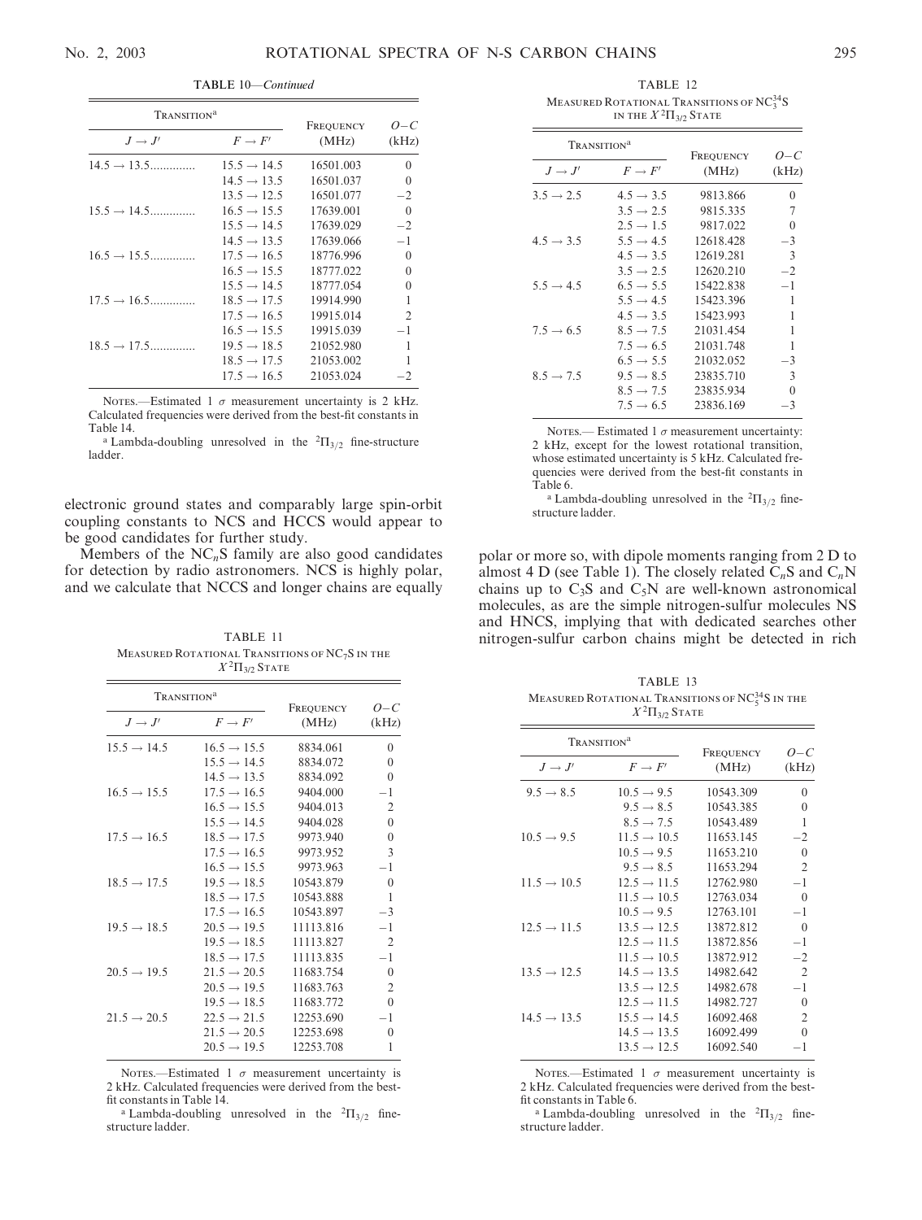TABLE 10—*Continued*

| Transition[a] | | Frequency | $O-C$ |
|---|---|---|---|
| $J \rightarrow J'$ | $F \rightarrow F'$ | (MHz) | (kHz) |
| 14.5 → 13.5.............. | 15.5 → 14.5 | 16501.003 | 0 |
| | 14.5 → 13.5 | 16501.037 | 0 |
| | 13.5 → 12.5 | 16501.077 | −2 |
| 15.5 → 14.5.............. | 16.5 → 15.5 | 17639.001 | 0 |
| | 15.5 → 14.5 | 17639.029 | −2 |
| | 14.5 → 13.5 | 17639.066 | −1 |
| 16.5 → 15.5.............. | 17.5 → 16.5 | 18776.996 | 0 |
| | 16.5 → 15.5 | 18777.022 | 0 |
| | 15.5 → 14.5 | 18777.054 | 0 |
| 17.5 → 16.5.............. | 18.5 → 17.5 | 19914.990 | 1 |
| | 17.5 → 16.5 | 19915.014 | 2 |
| | 16.5 → 15.5 | 19915.039 | −1 |
| 18.5 → 17.5.............. | 19.5 → 18.5 | 21052.980 | 1 |
| | 18.5 → 17.5 | 21053.002 | 1 |
| | 17.5 → 16.5 | 21053.024 | −2 |

Notes.—Estimated 1 $\sigma$ measurement uncertainty is 2 kHz. Calculated frequencies were derived from the best-fit constants in Table 14.

[a] Lambda-doubling unresolved in the $^2\Pi_{3/2}$ fine-structure ladder.

electronic ground states and comparably large spin-orbit coupling constants to NCS and HCCS would appear to be good candidates for further study.

Members of the $NC_nS$ family are also good candidates for detection by radio astronomers. NCS is highly polar, and we calculate that NCCS and longer chains are equally polar or more so, with dipole moments ranging from 2 D to almost 4 D (see Table 1). The closely related $C_nS$ and $C_nN$ chains up to $C_3S$ and $C_5N$ are well-known astronomical molecules, as are the simple nitrogen-sulfur molecules NS and HNCS, implying that with dedicated searches other nitrogen-sulfur carbon chains might be detected in rich

TABLE 11
Measured Rotational Transitions of $NC_7S$ in the $X\,^2\Pi_{3/2}$ State

| Transition[a] | | Frequency | $O-C$ |
|---|---|---|---|
| $J \rightarrow J'$ | $F \rightarrow F'$ | (MHz) | (kHz) |
| 15.5 → 14.5 | 16.5 → 15.5 | 8834.061 | 0 |
| | 15.5 → 14.5 | 8834.072 | 0 |
| | 14.5 → 13.5 | 8834.092 | 0 |
| 16.5 → 15.5 | 17.5 → 16.5 | 9404.000 | −1 |
| | 16.5 → 15.5 | 9404.013 | 2 |
| | 15.5 → 14.5 | 9404.028 | 0 |
| 17.5 → 16.5 | 18.5 → 17.5 | 9973.940 | 0 |
| | 17.5 → 16.5 | 9973.952 | 3 |
| | 16.5 → 15.5 | 9973.963 | −1 |
| 18.5 → 17.5 | 19.5 → 18.5 | 10543.879 | 0 |
| | 18.5 → 17.5 | 10543.888 | 1 |
| | 17.5 → 16.5 | 10543.897 | −3 |
| 19.5 → 18.5 | 20.5 → 19.5 | 11113.816 | −1 |
| | 19.5 → 18.5 | 11113.827 | 2 |
| | 18.5 → 17.5 | 11113.835 | −1 |
| 20.5 → 19.5 | 21.5 → 20.5 | 11683.754 | 0 |
| | 20.5 → 19.5 | 11683.763 | 2 |
| | 19.5 → 18.5 | 11683.772 | 0 |
| 21.5 → 20.5 | 22.5 → 21.5 | 12253.690 | −1 |
| | 21.5 → 20.5 | 12253.698 | 0 |
| | 20.5 → 19.5 | 12253.708 | 1 |

Notes.—Estimated 1 $\sigma$ measurement uncertainty is 2 kHz. Calculated frequencies were derived from the best-fit constants in Table 14.

[a] Lambda-doubling unresolved in the $^2\Pi_{3/2}$ fine-structure ladder.

TABLE 12
Measured Rotational Transitions of $NC_3^{34}S$ in the $X\,^2\Pi_{3/2}$ State

| Transition[a] | | Frequency | $O-C$ |
|---|---|---|---|
| $J \rightarrow J'$ | $F \rightarrow F'$ | (MHz) | (kHz) |
| 3.5 → 2.5 | 4.5 → 3.5 | 9813.866 | 0 |
| | 3.5 → 2.5 | 9815.335 | 7 |
| | 2.5 → 1.5 | 9817.022 | 0 |
| 4.5 → 3.5 | 5.5 → 4.5 | 12618.428 | −3 |
| | 4.5 → 3.5 | 12619.281 | 3 |
| | 3.5 → 2.5 | 12620.210 | −2 |
| 5.5 → 4.5 | 6.5 → 5.5 | 15422.838 | −1 |
| | 5.5 → 4.5 | 15423.396 | 1 |
| | 4.5 → 3.5 | 15423.993 | 1 |
| 7.5 → 6.5 | 8.5 → 7.5 | 21031.454 | 1 |
| | 7.5 → 6.5 | 21031.748 | 1 |
| | 6.5 → 5.5 | 21032.052 | −3 |
| 8.5 → 7.5 | 9.5 → 8.5 | 23835.710 | 3 |
| | 8.5 → 7.5 | 23835.934 | 0 |
| | 7.5 → 6.5 | 23836.169 | −3 |

Notes.— Estimated 1 $\sigma$ measurement uncertainty: 2 kHz, except for the lowest rotational transition, whose estimated uncertainty is 5 kHz. Calculated frequencies were derived from the best-fit constants in Table 6.

[a] Lambda-doubling unresolved in the $^2\Pi_{3/2}$ fine-structure ladder.

TABLE 13
Measured Rotational Transitions of $NC_5^{34}S$ in the $X\,^2\Pi_{3/2}$ State

| Transition[a] | | Frequency | $O-C$ |
|---|---|---|---|
| $J \rightarrow J'$ | $F \rightarrow F'$ | (MHz) | (kHz) |
| 9.5 → 8.5 | 10.5 → 9.5 | 10543.309 | 0 |
| | 9.5 → 8.5 | 10543.385 | 0 |
| | 8.5 → 7.5 | 10543.489 | 1 |
| 10.5 → 9.5 | 11.5 → 10.5 | 11653.145 | −2 |
| | 10.5 → 9.5 | 11653.210 | 0 |
| | 9.5 → 8.5 | 11653.294 | 2 |
| 11.5 → 10.5 | 12.5 → 11.5 | 12762.980 | −1 |
| | 11.5 → 10.5 | 12763.034 | 0 |
| | 10.5 → 9.5 | 12763.101 | −1 |
| 12.5 → 11.5 | 13.5 → 12.5 | 13872.812 | 0 |
| | 12.5 → 11.5 | 13872.856 | −1 |
| | 11.5 → 10.5 | 13872.912 | −2 |
| 13.5 → 12.5 | 14.5 → 13.5 | 14982.642 | 2 |
| | 13.5 → 12.5 | 14982.678 | −1 |
| | 12.5 → 11.5 | 14982.727 | 0 |
| 14.5 → 13.5 | 15.5 → 14.5 | 16092.468 | 2 |
| | 14.5 → 13.5 | 16092.499 | 0 |
| | 13.5 → 12.5 | 16092.540 | −1 |

Notes.—Estimated 1 $\sigma$ measurement uncertainty is 2 kHz. Calculated frequencies were derived from the best-fit constants in Table 6.

[a] Lambda-doubling unresolved in the $^2\Pi_{3/2}$ fine-structure ladder.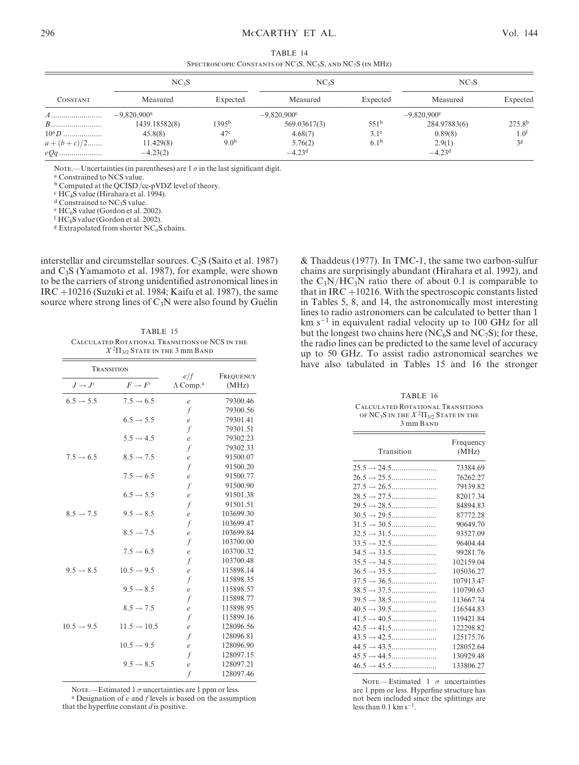TABLE 14

Spectroscopic Constants of $NC_3S$, $NC_5S$, and $NC_7S$ (in MHz)

| Constant | $NC_3S$ | | $NC_5S$ | | $NC_7S$ | |
|---|---|---|---|---|---|---|
| | Measured | Expected | Measured | Expected | Measured | Expected |
| $A$ | −9,820,900[a] | | −9,820,900[c] | | −9,820,900[c] | |
| $B$ | 1439.18582(8) | 1395[b] | 569.03617(3) | 551[b] | 284.97883(6) | 275.8[b] |
| $10^6D$ | 45.8(8) | 47[c] | 4.68(7) | 3.1[e] | 0.89(8) | 1.0[f] |
| $a+(b+c)/2$ | 11.429(8) | 9.0[b] | 5.76(2) | 6.1[b] | 2.9(1) | 3[g] |
| $eQq$ | −4.23(2) | | −4.23[d] | | −4.23[d] | |

Note.—Uncertainties (in parentheses) are 1 $\sigma$ in the last significant digit.

[a] Constrained to NCS value.

[b] Computed at the QCISD/cc-pVDZ level of theory.

[c] $HC_4S$ value (Hirahara et al. 1994).

[d] Constrained to $NC_3S$ value.

[e] $HC_6S$ value (Gordon et al. 2002).

[f] $HC_8S$ value (Gordon et al. 2002).

[g] Extrapolated from shorter $NC_nS$ chains.

interstellar and circumstellar sources. $C_2S$ (Saito et al. 1987) and $C_3S$ (Yamamoto et al. 1987), for example, were shown to be the carriers of strong unidentified astronomical lines in IRC +10216 (Suzuki et al. 1984; Kaifu et al. 1987), the same source where strong lines of $C_3N$ were also found by Guélin & Thaddeus (1977). In TMC-1, the same two carbon-sulfur chains are surprisingly abundant (Hirahara et al. 1992), and the $C_3N/HC_3N$ ratio there of about 0.1 is comparable to that in IRC +10216. With the spectroscopic constants listed in Tables 5, 8, and 14, the astronomically most interesting lines to radio astronomers can be calculated to better than 1 km $s^{-1}$ in equivalent radial velocity up to 100 GHz for all but the longest two chains here ($NC_6S$ and $NC_7S$); for these, the radio lines can be predicted to the same level of accuracy up to 50 GHz. To assist radio astronomical searches we have also tabulated in Tables 15 and 16 the stronger

TABLE 15

Calculated Rotational Transitions of NCS in the $X\,^2\Pi_{3/2}$ State in the 3 mm Band

| Transition | | $e/f$ | Frequency |
|---|---|---|---|
| $J \rightarrow J'$ | $F \rightarrow F'$ | Λ Comp.[a] | (MHz) |
| 6.5 → 5.5 | 7.5 → 6.5 | $e$ | 79300.46 |
| | | $f$ | 79300.56 |
| | 6.5 → 5.5 | $e$ | 79301.41 |
| | | $f$ | 79301.51 |
| | 5.5 → 4.5 | $e$ | 79302.23 |
| | | $f$ | 79302.33 |
| 7.5 → 6.5 | 8.5 → 7.5 | $e$ | 91500.07 |
| | | $f$ | 91500.20 |
| | 7.5 → 6.5 | $e$ | 91500.77 |
| | | $f$ | 91500.90 |
| | 6.5 → 5.5 | $e$ | 91501.38 |
| | | $f$ | 91501.51 |
| 8.5 → 7.5 | 9.5 → 8.5 | $e$ | 103699.30 |
| | | $f$ | 103699.47 |
| | 8.5 → 7.5 | $e$ | 103699.84 |
| | | $f$ | 103700.00 |
| | 7.5 → 6.5 | $e$ | 103700.32 |
| | | $f$ | 103700.48 |
| 9.5 → 8.5 | 10.5 → 9.5 | $e$ | 115898.14 |
| | | $f$ | 115898.35 |
| | 9.5 → 8.5 | $e$ | 115898.57 |
| | | $f$ | 115898.77 |
| | 8.5 → 7.5 | $e$ | 115898.95 |
| | | $f$ | 115899.16 |
| 10.5 → 9.5 | 11.5 → 10.5 | $e$ | 128096.56 |
| | | $f$ | 128096.81 |
| | 10.5 → 9.5 | $e$ | 128096.90 |
| | | $f$ | 128097.15 |
| | 9.5 → 8.5 | $e$ | 128097.21 |
| | | $f$ | 128097.46 |

Note.—Estimated 1 $\sigma$ uncertainties are 1 ppm or less.

[a] Designation of $e$ and $f$ levels is based on the assumption that the hyperfine constant $d$ is positive.

TABLE 16

Calculated Rotational Transitions of $NC_3S$ in the $X\,^2\Pi_{3/2}$ State in the 3 mm Band

| Transition | Frequency (MHz) |
|---|---|
| 25.5 → 24.5 | 73384.69 |
| 26.5 → 25.5 | 76262.27 |
| 27.5 → 26.5 | 79139.82 |
| 28.5 → 27.5 | 82017.34 |
| 29.5 → 28.5 | 84894.83 |
| 30.5 → 29.5 | 87772.28 |
| 31.5 → 30.5 | 90649.70 |
| 32.5 → 31.5 | 93527.09 |
| 33.5 → 32.5 | 96404.44 |
| 34.5 → 33.5 | 99281.76 |
| 35.5 → 34.5 | 102159.04 |
| 36.5 → 35.5 | 105036.27 |
| 37.5 → 36.5 | 107913.47 |
| 38.5 → 37.5 | 110790.63 |
| 39.5 → 38.5 | 113667.74 |
| 40.5 → 39.5 | 116544.83 |
| 41.5 → 40.5 | 119421.84 |
| 42.5 → 41.5 | 122298.82 |
| 43.5 → 42.5 | 125175.76 |
| 44.5 → 43.5 | 128052.64 |
| 45.5 → 44.5 | 130929.48 |
| 46.5 → 45.5 | 133806.27 |

Note.—Estimated 1 $\sigma$ uncertainties are 1 ppm or less. Hyperfine structure has not been included since the splittings are less than 0.1 km $s^{-1}$.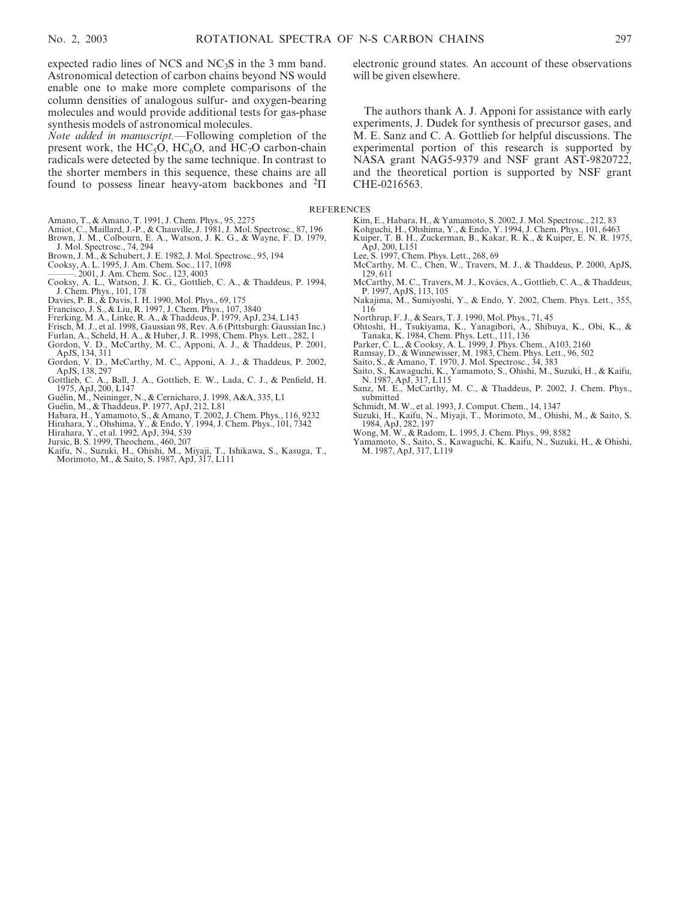expected radio lines of NCS and $NC_3S$ in the 3 mm band. Astronomical detection of carbon chains beyond NS would enable one to make more complete comparisons of the column densities of analogous sulfur- and oxygen-bearing molecules and would provide additional tests for gas-phase synthesis models of astronomical molecules.

*Note added in manuscript.*—Following completion of the present work, the $HC_5O$, $HC_6O$, and $HC_7O$ carbon-chain radicals were detected by the same technique. In contrast to the shorter members in this sequence, these chains are all found to possess linear heavy-atom backbones and $^2\Pi$ electronic ground states. An account of these observations will be given elsewhere.

The authors thank A. J. Apponi for assistance with early experiments, J. Dudek for synthesis of precursor gases, and M. E. Sanz and C. A. Gottlieb for helpful discussions. The experimental portion of this research is supported by NASA grant NAG5-9379 and NSF grant AST-9820722, and the theoretical portion is supported by NSF grant CHE-0216563.

## REFERENCES

Amano, T., & Amano, T. 1991, J. Chem. Phys., 95, 2275
Amiot, C., Maillard, J.-P., & Chauville, J. 1981, J. Mol. Spectrosc., 87, 196
Brown, J. M., Colbourn, E. A., Watson, J. K. G., & Wayne, F. D. 1979, J. Mol. Spectrosc., 74, 294
Brown, J. M., & Schubert, J. E. 1982, J. Mol. Spectrosc., 95, 194
Cooksy, A. L. 1995, J. Am. Chem. Soc., 117, 1098
———. 2001, J. Am. Chem. Soc., 123, 4003
Cooksy, A. L., Watson, J. K. G., Gottlieb, C. A., & Thaddeus, P. 1994, J. Chem. Phys., 101, 178
Davies, P. B., & Davis, I. H. 1990, Mol. Phys., 69, 175
Francisco, J. S., & Liu, R. 1997, J. Chem. Phys., 107, 3840
Frerking, M. A., Linke, R. A., & Thaddeus, P. 1979, ApJ, 234, L143
Frisch, M. J., et al. 1998, Gaussian 98, Rev. A.6 (Pittsburgh: Gaussian Inc.)
Furlan, A., Scheld, H. A., & Huber, J. R. 1998, Chem. Phys. Lett., 282, 1
Gordon, V. D., McCarthy, M. C., Apponi, A. J., & Thaddeus, P. 2001, ApJS, 134, 311
Gordon, V. D., McCarthy, M. C., Apponi, A. J., & Thaddeus, P. 2002, ApJS, 138, 297
Gottlieb, C. A., Ball, J. A., Gottlieb, E. W., Lada, C. J., & Penfield, H. 1975, ApJ, 200, L147
Guélin, M., Neininger, N., & Cernicharo, J. 1998, A&A, 335, L1
Guélin, M., & Thaddeus, P. 1977, ApJ, 212, L81
Habara, H., Yamamoto, S., & Amano, T. 2002, J. Chem. Phys., 116, 9232
Hirahara, Y., Ohshima, Y., & Endo, Y. 1994, J. Chem. Phys., 101, 7342
Hirahara, Y., et al. 1992, ApJ, 394, 539
Jursic, B. S. 1999, Theochem., 460, 207
Kaifu, N., Suzuki, H., Ohishi, M., Miyaji, T., Ishikawa, S., Kasuga, T., Morimoto, M., & Saito, S. 1987, ApJ, 317, L111
Kim, E., Habara, H., & Yamamoto, S. 2002, J. Mol. Spectrosc., 212, 83
Kohguchi, H., Ohshima, Y., & Endo, Y. 1994, J. Chem. Phys., 101, 6463
Kuiper, T. B. H., Zuckerman, B., Kakar, R. K., & Kuiper, E. N. R. 1975, ApJ, 200, L151
Lee, S. 1997, Chem. Phys. Lett., 268, 69
McCarthy, M. C., Chen, W., Travers, M. J., & Thaddeus, P. 2000, ApJS, 129, 611
McCarthy, M. C., Travers, M. J., Kovács, A., Gottlieb, C. A., & Thaddeus, P. 1997, ApJS, 113, 105
Nakajima, M., Sumiyoshi, Y., & Endo, Y. 2002, Chem. Phys. Lett., 355, 116
Northrup, F. J., & Sears, T. J. 1990, Mol. Phys., 71, 45
Ohtoshi, H., Tsukiyama, K., Yanagibori, A., Shibuya, K., Obi, K., & Tanaka, K. 1984, Chem. Phys. Lett., 111, 136
Parker, C. L., & Cooksy, A. L. 1999, J. Phys. Chem., A103, 2160
Ramsay, D., & Winnewisser, M. 1983, Chem. Phys. Lett., 96, 502
Saito, S., & Amano, T. 1970, J. Mol. Spectrosc., 34, 383
Saito, S., Kawaguchi, K., Yamamoto, S., Ohishi, M., Suzuki, H., & Kaifu, N. 1987, ApJ, 317, L115
Sanz, M. E., McCarthy, M. C., & Thaddeus, P. 2002, J. Chem. Phys., submitted
Schmidt, M. W., et al. 1993, J. Comput. Chem., 14, 1347
Suzuki, H., Kaifu, N., Miyaji, T., Morimoto, M., Ohishi, M., & Saito, S. 1984, ApJ, 282, 197
Wong, M. W., & Radom, L. 1995, J. Chem. Phys., 99, 8582
Yamamoto, S., Saito, S., Kawaguchi, K. Kaifu, N., Suzuki, H., & Ohishi, M. 1987, ApJ, 317, L119